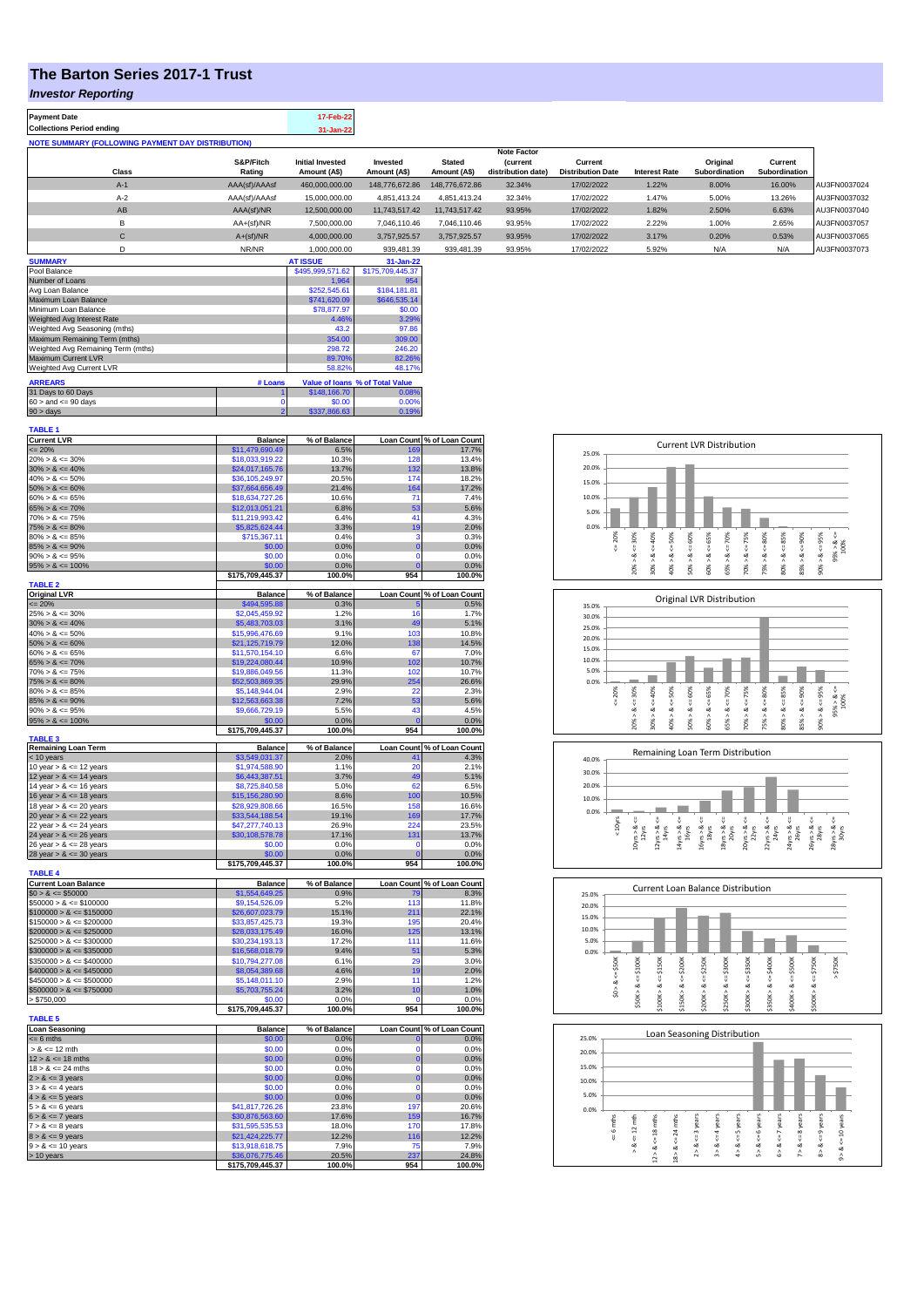# The Barton Series 2017-1 Trust

## *Investor Reporting*

| | |
|---|---|
| **Payment Date** | 17-Feb-22 |
| **Collections Period ending** | 31-Jan-22 |

**NOTE SUMMARY (FOLLOWING PAYMENT DAY DISTRIBUTION)**

| Class | S&P/Fitch Rating | Initial Invested Amount (A$) | Invested Amount (A$) | Stated Amount (A$) | Note Factor (current distribution date) | Current Distribution Date | Interest Rate | Original Subordination | Current Subordination | |
|---|---|---|---|---|---|---|---|---|---|---|
| A-1 | AAA(sf)/AAAsf | 460,000,000.00 | 148,776,672.86 | 148,776,672.86 | 32.34% | 17/02/2022 | 1.22% | 8.00% | 16.00% | AU3FN0037024 |
| A-2 | AAA(sf)/AAAsf | 15,000,000.00 | 4,851,413.24 | 4,851,413.24 | 32.34% | 17/02/2022 | 1.47% | 5.00% | 13.26% | AU3FN0037032 |
| AB | AAA(sf)/NR | 12,500,000.00 | 11,743,517.42 | 11,743,517.42 | 93.95% | 17/02/2022 | 1.82% | 2.50% | 6.63% | AU3FN0037040 |
| B | AA+(sf)/NR | 7,500,000.00 | 7,046,110.46 | 7,046,110.46 | 93.95% | 17/02/2022 | 2.22% | 1.00% | 2.65% | AU3FN0037057 |
| C | A+(sf)/NR | 4,000,000.00 | 3,757,925.57 | 3,757,925.57 | 93.95% | 17/02/2022 | 3.17% | 0.20% | 0.53% | AU3FN0037065 |
| D | NR/NR | 1,000,000.00 | 939,481.39 | 939,481.39 | 93.95% | 17/02/2022 | 5.92% | N/A | N/A | AU3FN0037073 |

| SUMMARY | AT ISSUE | 31-Jan-22 |
|---|---|---|
| Pool Balance | $495,999,571.62 | $175,709,445.37 |
| Number of Loans | 1,964 | 954 |
| Avg Loan Balance | $252,545.61 | $184,181.81 |
| Maximum Loan Balance | $741,620.09 | $646,535.14 |
| Minimum Loan Balance | $78,877.97 | $0.00 |
| Weighted Avg Interest Rate | 4.46% | 3.29% |
| Weighted Avg Seasoning (mths) | 43.2 | 97.86 |
| Maximum Remaining Term (mths) | 354.00 | 309.00 |
| Weighted Avg Remaining Term (mths) | 298.72 | 246.20 |
| Maximum Current LVR | 89.70% | 82.26% |
| Weighted Avg Current LVR | 58.82% | 48.17% |

| ARREARS | # Loans | Value of loans | % of Total Value |
|---|---|---|---|
| 31 Days to 60 Days | 1 | $148,166.70 | 0.08% |
| 60 > and <= 90 days | 0 | $0.00 | 0.00% |
| 90 > days | 2 | $337,866.63 | 0.19% |

**TABLE 1**

| Current LVR | Balance | % of Balance | Loan Count | % of Loan Count |
|---|---|---|---|---|
| <= 20% | $11,479,690.49 | 6.5% | 169 | 17.7% |
| 20% > & <= 30% | $18,033,919.22 | 10.3% | 128 | 13.4% |
| 30% > & <= 40% | $24,017,165.76 | 13.7% | 132 | 13.8% |
| 40% > & <= 50% | $36,105,249.97 | 20.5% | 174 | 18.2% |
| 50% > & <= 60% | $37,664,656.49 | 21.4% | 164 | 17.2% |
| 60% > & <= 65% | $18,634,727.26 | 10.6% | 71 | 7.4% |
| 65% > & <= 70% | $12,013,051.21 | 6.8% | 53 | 5.6% |
| 70% > & <= 75% | $11,219,993.42 | 6.4% | 41 | 4.3% |
| 75% > & <= 80% | $5,825,624.44 | 3.3% | 19 | 2.0% |
| 80% > & <= 85% | $715,367.11 | 0.4% | 3 | 0.3% |
| 85% > & <= 90% | $0.00 | 0.0% | 0 | 0.0% |
| 90% > & <= 95% | $0.00 | 0.0% | 0 | 0.0% |
| 95% > & <= 100% | $0.00 | 0.0% | 0 | 0.0% |
| | $175,709,445.37 | 100.0% | 954 | 100.0% |

**TABLE 2**

| Original LVR | Balance | % of Balance | Loan Count | % of Loan Count |
|---|---|---|---|---|
| <= 20% | $494,595.88 | 0.3% | 5 | 0.5% |
| 25% > & <= 30% | $2,045,459.92 | 1.2% | 16 | 1.7% |
| 30% > & <= 40% | $5,483,703.03 | 3.1% | 49 | 5.1% |
| 40% > & <= 50% | $15,996,476.69 | 9.1% | 103 | 10.8% |
| 50% > & <= 60% | $21,125,719.79 | 12.0% | 138 | 14.5% |
| 60% > & <= 65% | $11,570,154.10 | 6.6% | 67 | 7.0% |
| 65% > & <= 70% | $19,224,080.44 | 10.9% | 102 | 10.7% |
| 70% > & <= 75% | $19,886,049.56 | 11.3% | 102 | 10.7% |
| 75% > & <= 80% | $52,503,869.35 | 29.9% | 254 | 26.6% |
| 80% > & <= 85% | $5,148,944.04 | 2.9% | 22 | 2.3% |
| 85% > & <= 90% | $12,563,663.38 | 7.2% | 53 | 5.6% |
| 90% > & <= 95% | $9,666,729.19 | 5.5% | 43 | 4.5% |
| 95% > & <= 100% | $0.00 | 0.0% | 0 | 0.0% |
| | $175,709,445.37 | 100.0% | 954 | 100.0% |

**TABLE 3**

| Remaining Loan Term | Balance | % of Balance | Loan Count | % of Loan Count |
|---|---|---|---|---|
| < 10 years | $3,549,031.37 | 2.0% | 41 | 4.3% |
| 10 year > & <= 12 years | $1,974,588.90 | 1.1% | 20 | 2.1% |
| 12 year > & <= 14 years | $6,443,387.51 | 3.7% | 49 | 5.1% |
| 14 year > & <= 16 years | $8,725,840.58 | 5.0% | 62 | 6.5% |
| 16 year > & <= 18 years | $15,156,280.90 | 8.6% | 100 | 10.5% |
| 18 year > & <= 20 years | $28,929,808.66 | 16.5% | 158 | 16.6% |
| 20 year > & <= 22 years | $33,544,188.54 | 19.1% | 169 | 17.7% |
| 22 year > & <= 24 years | $47,277,740.13 | 26.9% | 224 | 23.5% |
| 24 year > & <= 26 years | $30,108,578.78 | 17.1% | 131 | 13.7% |
| 26 year > & <= 28 years | $0.00 | 0.0% | 0 | 0.0% |
| 28 year > & <= 30 years | $0.00 | 0.0% | 0 | 0.0% |
| | $175,709,445.37 | 100.0% | 954 | 100.0% |

**TABLE 4**

| Current Loan Balance | Balance | % of Balance | Loan Count | % of Loan Count |
|---|---|---|---|---|
| $0 > & <= $50000 | $1,554,649.25 | 0.9% | 79 | 8.3% |
| $50000 > & <= $100000 | $9,154,526.09 | 5.2% | 113 | 11.8% |
| $100000 > & <= $150000 | $26,607,023.79 | 15.1% | 211 | 22.1% |
| $150000 > & <= $200000 | $33,857,425.73 | 19.3% | 195 | 20.4% |
| $200000 > & <= $250000 | $28,033,175.49 | 16.0% | 125 | 13.1% |
| $250000 > & <= $300000 | $30,234,193.13 | 17.2% | 111 | 11.6% |
| $300000 > & <= $350000 | $16,568,018.79 | 9.4% | 51 | 5.3% |
| $350000 > & <= $400000 | $10,794,277.08 | 6.1% | 29 | 3.0% |
| $400000 > & <= $450000 | $8,054,389.68 | 4.6% | 19 | 2.0% |
| $450000 > & <= $500000 | $5,148,011.10 | 2.9% | 11 | 1.2% |
| $500000 > & <= $750000 | $5,703,755.24 | 3.2% | 10 | 1.0% |
| > $750,000 | $0.00 | 0.0% | 0 | 0.0% |
| | $175,709,445.37 | 100.0% | 954 | 100.0% |

**TABLE 5**

| Loan Seasoning | Balance | % of Balance | Loan Count | % of Loan Count |
|---|---|---|---|---|
| <= 6 mths | $0.00 | 0.0% | 0 | 0.0% |
| > & <= 12 mth | $0.00 | 0.0% | 0 | 0.0% |
| 12 > & <= 18 mths | $0.00 | 0.0% | 0 | 0.0% |
| 18 > & <= 24 mths | $0.00 | 0.0% | 0 | 0.0% |
| 2 > & <= 3 years | $0.00 | 0.0% | 0 | 0.0% |
| 3 > & <= 4 years | $0.00 | 0.0% | 0 | 0.0% |
| 4 > & <= 5 years | $0.00 | 0.0% | 0 | 0.0% |
| 5 > & <= 6 years | $41,817,726.26 | 23.8% | 197 | 20.6% |
| 6 > & <= 7 years | $30,876,563.60 | 17.6% | 159 | 16.7% |
| 7 > & <= 8 years | $31,595,535.53 | 18.0% | 170 | 17.8% |
| 8 > & <= 9 years | $21,424,225.77 | 12.2% | 116 | 12.2% |
| 9 > & <= 10 years | $13,918,618.75 | 7.9% | 75 | 7.9% |
| > 10 years | $36,076,775.46 | 20.5% | 237 | 24.8% |
| | $175,709,445.37 | 100.0% | 954 | 100.0% |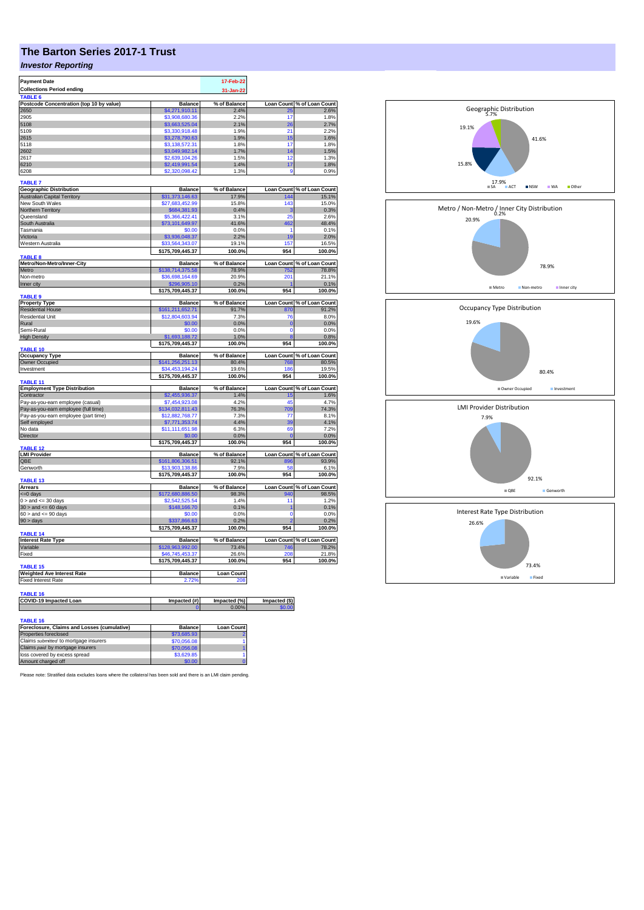# The Barton Series 2017-1 Trust

## *Investor Reporting*

| Payment Date | 17-Feb-22 |
|---|---|
| Collections Period ending | 31-Jan-22 |

**TABLE 6**

| Postcode Concentration (top 10 by value) | Balance | % of Balance | Loan Count | % of Loan Count |
|---|---|---|---|---|
| 2650 | $4,271,910.11 | 2.4% | 25 | 2.6% |
| 2905 | $3,908,680.36 | 2.2% | 17 | 1.8% |
| 5108 | $3,663,525.04 | 2.1% | 26 | 2.7% |
| 5109 | $3,330,918.48 | 1.9% | 21 | 2.2% |
| 2615 | $3,278,790.63 | 1.9% | 15 | 1.6% |
| 5118 | $3,138,572.31 | 1.8% | 17 | 1.8% |
| 2602 | $3,049,982.14 | 1.7% | 14 | 1.5% |
| 2617 | $2,639,104.26 | 1.5% | 12 | 1.3% |
| 6210 | $2,419,991.54 | 1.4% | 17 | 1.8% |
| 6208 | $2,320,098.42 | 1.3% | 9 | 0.9% |

**TABLE 7**

| Geographic Distribution | Balance | % of Balance | Loan Count | % of Loan Count |
|---|---|---|---|---|
| Australian Capital Territory | $31,373,146.63 | 17.9% | 144 | 15.1% |
| New South Wales | $27,683,452.99 | 15.8% | 143 | 15.0% |
| Northern Territory | $684,381.93 | 0.4% | 3 | 0.3% |
| Queensland | $5,366,422.41 | 3.1% | 25 | 2.6% |
| South Australia | $73,101,649.97 | 41.6% | 462 | 48.4% |
| Tasmania | $0.00 | 0.0% | 1 | 0.1% |
| Victoria | $3,936,048.37 | 2.2% | 19 | 2.0% |
| Western Australia | $33,564,343.07 | 19.1% | 157 | 16.5% |
| | $175,709,445.37 | 100.0% | 954 | 100.0% |

**TABLE 8**

| Metro/Non-Metro/Inner-City | Balance | % of Balance | Loan Count | % of Loan Count |
|---|---|---|---|---|
| Metro | $138,714,375.58 | 78.9% | 752 | 78.8% |
| Non-metro | $36,698,164.69 | 20.9% | 201 | 21.1% |
| Inner city | $296,905.10 | 0.2% | 1 | 0.1% |
| | $175,709,445.37 | 100.0% | 954 | 100.0% |

**TABLE 9**

| Property Type | Balance | % of Balance | Loan Count | % of Loan Count |
|---|---|---|---|---|
| Residential House | $161,211,652.71 | 91.7% | 870 | 91.2% |
| Residential Unit | $12,804,603.94 | 7.3% | 76 | 8.0% |
| Rural | $0.00 | 0.0% | 0 | 0.0% |
| Semi-Rural | $0.00 | 0.0% | 0 | 0.0% |
| High Density | $1,693,188.72 | 1.0% | 8 | 0.8% |
| | $175,709,445.37 | 100.0% | 954 | 100.0% |

**TABLE 10**

| Occupancy Type | Balance | % of Balance | Loan Count | % of Loan Count |
|---|---|---|---|---|
| Owner Occupied | $141,256,251.13 | 80.4% | 768 | 80.5% |
| Investment | $34,453,194.24 | 19.6% | 186 | 19.5% |
| | $175,709,445.37 | 100.0% | 954 | 100.0% |

**TABLE 11**

| Employment Type Distribution | Balance | % of Balance | Loan Count | % of Loan Count |
|---|---|---|---|---|
| Contractor | $2,455,936.37 | 1.4% | 15 | 1.6% |
| Pay-as-you-earn employee (casual) | $7,454,923.08 | 4.2% | 45 | 4.7% |
| Pay-as-you-earn employee (full time) | $134,032,811.43 | 76.3% | 709 | 74.3% |
| Pay-as-you-earn employee (part time) | $12,882,768.77 | 7.3% | 77 | 8.1% |
| Self employed | $7,771,353.74 | 4.4% | 39 | 4.1% |
| No data | $11,111,651.98 | 6.3% | 69 | 7.2% |
| Director | $0.00 | 0.0% | 0 | 0.0% |
| | $175,709,445.37 | 100.0% | 954 | 100.0% |

**TABLE 12**

| LMI Provider | Balance | % of Balance | Loan Count | % of Loan Count |
|---|---|---|---|---|
| QBE | $161,806,306.51 | 92.1% | 896 | 93.9% |
| Genworth | $13,903,138.86 | 7.9% | 58 | 6.1% |
| | $175,709,445.37 | 100.0% | 954 | 100.0% |

**TABLE 13**

| Arrears | Balance | % of Balance | Loan Count | % of Loan Count |
|---|---|---|---|---|
| <=0 days | $172,680,886.50 | 98.3% | 940 | 98.5% |
| 0 > and <= 30 days | $2,542,525.54 | 1.4% | 11 | 1.2% |
| 30 > and <= 60 days | $148,166.70 | 0.1% | 1 | 0.1% |
| 60 > and <= 90 days | $0.00 | 0.0% | 0 | 0.0% |
| 90 > days | $337,866.63 | 0.2% | 2 | 0.2% |
| | $175,709,445.37 | 100.0% | 954 | 100.0% |

**TABLE 14**

| Interest Rate Type | Balance | % of Balance | Loan Count | % of Loan Count |
|---|---|---|---|---|
| Variable | $128,963,992.00 | 73.4% | 746 | 78.2% |
| Fixed | $46,745,453.37 | 26.6% | 208 | 21.8% |
| | $175,709,445.37 | 100.0% | 954 | 100.0% |

**TABLE 15**

| Weighted Ave Interest Rate | Balance | Loan Count |
|---|---|---|
| Fixed Interest Rate | 2.72% | 208 |

**TABLE 16**

| COVID-19 Impacted Loan | Impacted (#) | Impacted (%) | Impacted ($) |
|---|---|---|---|
| | 0 | 0.00% | $0.00 |

**TABLE 16**

| Foreclosure, Claims and Losses (cumulative) | Balance | Loan Count |
|---|---|---|
| Properties foreclosed | $73,685.93 | 2 |
| Claims *submitted* to mortgage insurers | $70,056.08 | 1 |
| Claims *paid* by mortgage insurers | $70,056.08 | 1 |
| loss covered by excess spread | $3,629.85 | 1 |
| Amount charged off | $0.00 | 0 |

Please note: Stratified data excludes loans where the collateral has been sold and there is an LMI claim pending.

Geographic Distribution: SA 41.6%, ACT 17.9%, NSW 15.8%, WA 19.1%, Other 5.7%

Metro / Non-Metro / Inner City Distribution: Metro 78.9%, Non-metro 20.9%, Inner city 0.2%

Occupancy Type Distribution: Owner Occupied 80.4%, Investment 19.6%

LMI Provider Distribution: QBE 92.1%, Genworth 7.9%

Interest Rate Type Distribution: Variable 73.4%, Fixed 26.6%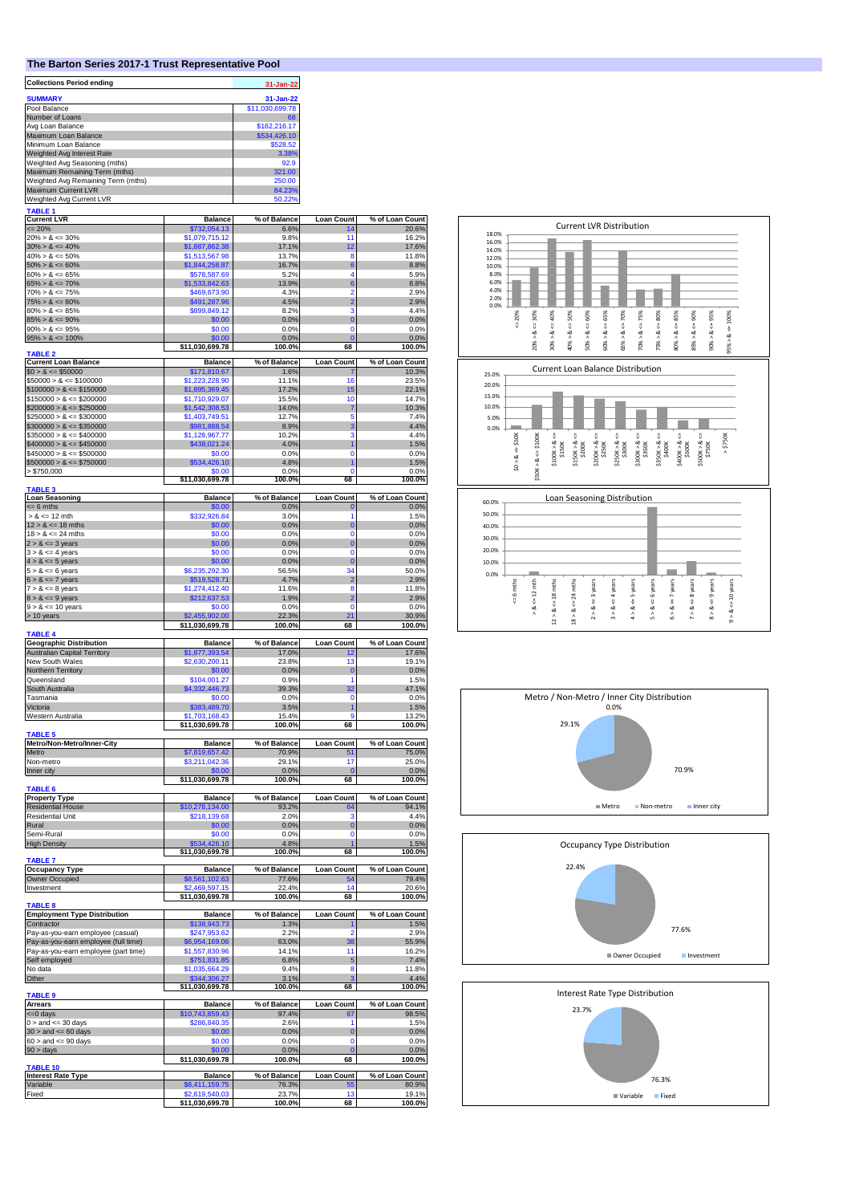# The Barton Series 2017-1 Trust Representative Pool

| Collections Period ending | 31-Jan-22 |
|---|---|

| SUMMARY | 31-Jan-22 |
|---|---|
| Pool Balance | $11,030,699.78 |
| Number of Loans | 68 |
| Avg Loan Balance | $162,216.17 |
| Maximum Loan Balance | $534,426.10 |
| Minimum Loan Balance | $528.52 |
| Weighted Avg Interest Rate | 3.38% |
| Weighted Avg Seasoning (mths) | 92.9 |
| Maximum Remaining Term (mths) | 321.00 |
| Weighted Avg Remaining Term (mths) | 250.00 |
| Maximum Current LVR | 84.23% |
| Weighted Avg Current LVR | 50.22% |

TABLE 1

| Current LVR | Balance | % of Balance | Loan Count | % of Loan Count |
|---|---|---|---|---|
| <= 20% | $732,054.13 | 6.6% | 14 | 20.6% |
| 20% > & <= 30% | $1,079,715.12 | 9.8% | 11 | 16.2% |
| 30% > & <= 40% | $1,887,862.38 | 17.1% | 12 | 17.6% |
| 40% > & <= 50% | $1,513,567.98 | 13.7% | 8 | 11.8% |
| 50% > & <= 60% | $1,844,258.87 | 16.7% | 6 | 8.8% |
| 60% > & <= 65% | $578,587.69 | 5.2% | 4 | 5.9% |
| 65% > & <= 70% | $1,533,842.63 | 13.9% | 6 | 8.8% |
| 70% > & <= 75% | $469,673.90 | 4.3% | 2 | 2.9% |
| 75% > & <= 80% | $491,287.96 | 4.5% | 2 | 2.9% |
| 80% > & <= 85% | $899,849.12 | 8.2% | 3 | 4.4% |
| 85% > & <= 90% | $0.00 | 0.0% | 0 | 0.0% |
| 90% > & <= 95% | $0.00 | 0.0% | 0 | 0.0% |
| 95% > & <= 100% | $0.00 | 0.0% | 0 | 0.0% |
| | $11,030,699.78 | 100.0% | 68 | 100.0% |

TABLE 2

| Current Loan Balance | Balance | % of Balance | Loan Count | % of Loan Count |
|---|---|---|---|---|
| $0 > & <= $50000 | $171,810.67 | 1.6% | 7 | 10.3% |
| $50000 > & <= $100000 | $1,223,228.90 | 11.1% | 16 | 23.5% |
| $100000 > & <= $150000 | $1,895,369.45 | 17.2% | 15 | 22.1% |
| $150000 > & <= $200000 | $1,710,929.07 | 15.5% | 10 | 14.7% |
| $200000 > & <= $250000 | $1,542,308.53 | 14.0% | 7 | 10.3% |
| $250000 > & <= $300000 | $1,403,749.51 | 12.7% | 5 | 7.4% |
| $300000 > & <= $350000 | $981,888.54 | 8.9% | 3 | 4.4% |
| $350000 > & <= $400000 | $1,128,967.77 | 10.2% | 3 | 4.4% |
| $400000 > & <= $450000 | $438,021.24 | 4.0% | 1 | 1.5% |
| $450000 > & <= $500000 | $0.00 | 0.0% | 0 | 0.0% |
| $500000 > & <= $750000 | $534,426.10 | 4.8% | 1 | 1.5% |
| > $750,000 | $0.00 | 0.0% | 0 | 0.0% |
| | $11,030,699.78 | 100.0% | 68 | 100.0% |

TABLE 3

| Loan Seasoning | Balance | % of Balance | Loan Count | % of Loan Count |
|---|---|---|---|---|
| <= 6 mths | $0.00 | 0.0% | 0 | 0.0% |
| > & <= 12 mth | $332,926.84 | 3.0% | 1 | 1.5% |
| 12 > & <= 18 mths | $0.00 | 0.0% | 0 | 0.0% |
| 18 > & <= 24 mths | $0.00 | 0.0% | 0 | 0.0% |
| 2 > & <= 3 years | $0.00 | 0.0% | 0 | 0.0% |
| 3 > & <= 4 years | $0.00 | 0.0% | 0 | 0.0% |
| 4 > & <= 5 years | $0.00 | 0.0% | 0 | 0.0% |
| 5 > & <= 6 years | $6,235,292.30 | 56.5% | 34 | 50.0% |
| 6 > & <= 7 years | $519,528.71 | 4.7% | 2 | 2.9% |
| 7 > & <= 8 years | $1,274,412.40 | 11.6% | 8 | 11.8% |
| 8 > & <= 9 years | $212,637.53 | 1.9% | 2 | 2.9% |
| 9 > & <= 10 years | $0.00 | 0.0% | 0 | 0.0% |
| > 10 years | $2,455,902.00 | 22.3% | 21 | 30.9% |
| | $11,030,699.78 | 100.0% | 68 | 100.0% |

TABLE 4

| Geographic Distribution | Balance | % of Balance | Loan Count | % of Loan Count |
|---|---|---|---|---|
| Australian Capital Territory | $1,877,393.54 | 17.0% | 12 | 17.6% |
| New South Wales | $2,630,200.11 | 23.8% | 13 | 19.1% |
| Northern Territory | $0.00 | 0.0% | 0 | 0.0% |
| Queensland | $104,001.27 | 0.9% | 1 | 1.5% |
| South Australia | $4,332,446.73 | 39.3% | 32 | 47.1% |
| Tasmania | $0.00 | 0.0% | 0 | 0.0% |
| Victoria | $383,489.70 | 3.5% | 1 | 1.5% |
| Western Australia | $1,703,168.43 | 15.4% | 9 | 13.2% |
| | $11,030,699.78 | 100.0% | 68 | 100.0% |

TABLE 5

| Metro/Non-Metro/Inner-City | Balance | % of Balance | Loan Count | % of Loan Count |
|---|---|---|---|---|
| Metro | $7,819,657.42 | 70.9% | 51 | 75.0% |
| Non-metro | $3,211,042.36 | 29.1% | 17 | 25.0% |
| Inner city | $0.00 | 0.0% | 0 | 0.0% |
| | $11,030,699.78 | 100.0% | 68 | 100.0% |

TABLE 6

| Property Type | Balance | % of Balance | Loan Count | % of Loan Count |
|---|---|---|---|---|
| Residential House | $10,278,134.00 | 93.2% | 64 | 94.1% |
| Residential Unit | $218,139.68 | 2.0% | 3 | 4.4% |
| Rural | $0.00 | 0.0% | 0 | 0.0% |
| Semi-Rural | $0.00 | 0.0% | 0 | 0.0% |
| High Density | $534,426.10 | 4.8% | 1 | 1.5% |
| | $11,030,699.78 | 100.0% | 68 | 100.0% |

TABLE 7

| Occupancy Type | Balance | % of Balance | Loan Count | % of Loan Count |
|---|---|---|---|---|
| Owner Occupied | $8,561,102.63 | 77.6% | 54 | 79.4% |
| Investment | $2,469,597.15 | 22.4% | 14 | 20.6% |
| | $11,030,699.78 | 100.0% | 68 | 100.0% |

TABLE 8

| Employment Type Distribution | Balance | % of Balance | Loan Count | % of Loan Count |
|---|---|---|---|---|
| Contractor | $138,943.73 | 1.3% | 1 | 1.5% |
| Pay-as-you-earn employee (casual) | $247,953.62 | 2.2% | 2 | 2.9% |
| Pay-as-you-earn employee (full time) | $6,954,169.06 | 63.0% | 38 | 55.9% |
| Pay-as-you-earn employee (part time) | $1,557,830.96 | 14.1% | 11 | 16.2% |
| Self employed | $751,831.85 | 6.8% | 5 | 7.4% |
| No data | $1,035,664.29 | 9.4% | 8 | 11.8% |
| Other | $344,306.27 | 3.1% | 3 | 4.4% |
| | $11,030,699.78 | 100.0% | 68 | 100.0% |

TABLE 9

| Arrears | Balance | % of Balance | Loan Count | % of Loan Count |
|---|---|---|---|---|
| <=0 days | $10,743,859.43 | 97.4% | 67 | 98.5% |
| 0 > and <= 30 days | $286,840.35 | 2.6% | 1 | 1.5% |
| 30 > and <= 60 days | $0.00 | 0.0% | 0 | 0.0% |
| 60 > and <= 90 days | $0.00 | 0.0% | 0 | 0.0% |
| 90 > days | $0.00 | 0.0% | 0 | 0.0% |
| | $11,030,699.78 | 100.0% | 68 | 100.0% |

TABLE 10

| Interest Rate Type | Balance | % of Balance | Loan Count | % of Loan Count |
|---|---|---|---|---|
| Variable | $8,411,159.75 | 76.3% | 55 | 80.9% |
| Fixed | $2,619,540.03 | 23.7% | 13 | 19.1% |
| | $11,030,699.78 | 100.0% | 68 | 100.0% |

Current LVR Distribution

18.0% 16.0% 14.0% 12.0% 10.0% 8.0% 6.0% 4.0% 2.0% 0.0%

<= 20% 20% > & <= 30% 30% > & <= 40% 40% > & <= 50% 50% > & <= 60% 60% > & <= 65% 65% > & <= 70% 70% > & <= 75% 75% > & <= 80% 80% > & <= 85% 85% > & <= 90% 90% > & <= 95% 95% > & <= 100%

Current Loan Balance Distribution

25.0% 20.0% 15.0% 10.0% 5.0% 0.0%

$0 > & <= $50K $50K > & <= $100K $100K > & <= $150K $150K > & <= $200K $200K > & <= $250K $250K > & <= $300K $300K > & <= $350K $350K > & <= $400K $400K > & <= $500K $500K > & <= $750K > $750K

Loan Seasoning Distribution

60.0% 50.0% 40.0% 30.0% 20.0% 10.0% 0.0%

<= 6 mths > & <= 12 mth 12 > & <= 18 mths 18 > & <= 24 mths 2 > & <= 3 years 3 > & <= 4 years 4 > & <= 5 years 5 > & <= 6 years 6 > & <= 7 years 7 > & <= 8 years 8 > & <= 9 years 9 > & <= 10 years

Metro / Non-Metro / Inner City Distribution

0.0%
29.1%
70.9%

Metro Non-metro Inner city

Occupancy Type Distribution

22.4%
77.6%

Owner Occupied Investment

Interest Rate Type Distribution

23.7%
76.3%

Variable Fixed